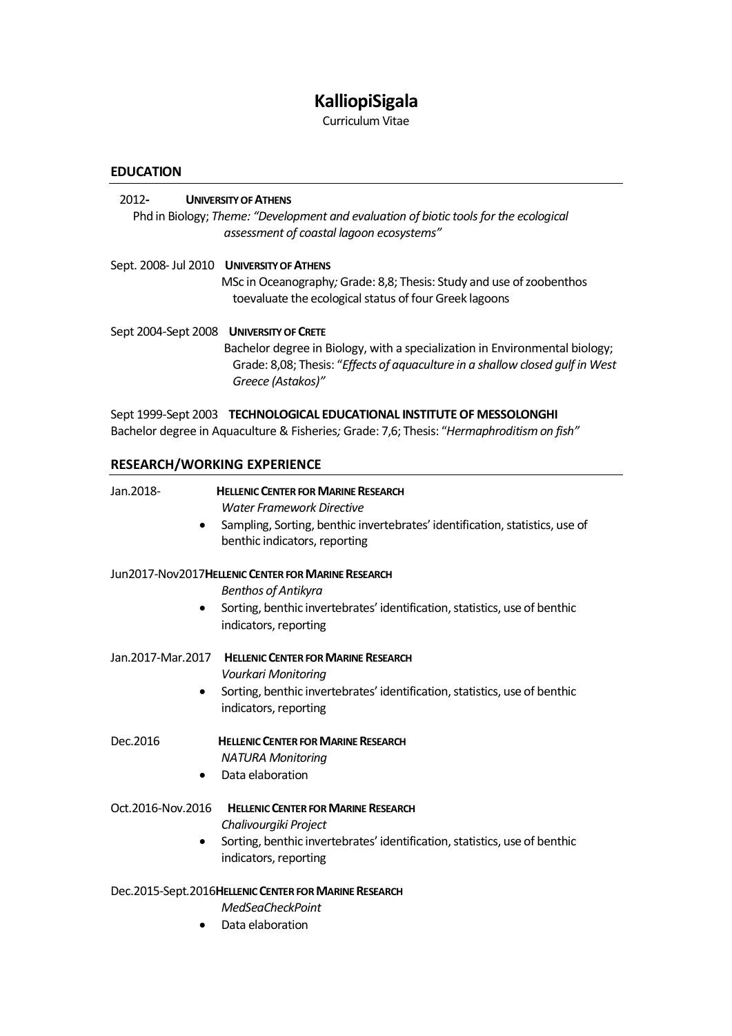# KalliopiSigala

Curriculum Vitae

## EDUCATION

2012- **UNIVERSITY OF ATHENS**
Phd in Biology; *Theme: "Development and evaluation of biotic tools for the ecological assessment of coastal lagoon ecosystems"*

Sept. 2008- Jul 2010 **UNIVERSITY OF ATHENS**
MSc in Oceanography*;* Grade: 8,8; Thesis: Study and use of zoobenthos toevaluate the ecological status of four Greek lagoons

Sept 2004-Sept 2008 **UNIVERSITY OF CRETE**
Bachelor degree in Biology, with a specialization in Environmental biology; Grade: 8,08; Thesis: "*Effects of aquaculture in a shallow closed gulf in West Greece (Astakos)"*

Sept 1999-Sept 2003 **TECHNOLOGICAL EDUCATIONAL INSTITUTE OF MESSOLONGHI**
Bachelor degree in Aquaculture & Fisheries*;* Grade: 7,6; Thesis: "*Hermaphroditism on fish"*

## RESEARCH/WORKING EXPERIENCE

Jan.2018- **HELLENIC CENTER FOR MARINE RESEARCH**
*Water Framework Directive*
- Sampling, Sorting, benthic invertebrates' identification, statistics, use of benthic indicators, reporting

Jun2017-Nov2017**HELLENIC CENTER FOR MARINE RESEARCH**
*Benthos of Antikyra*
- Sorting, benthic invertebrates' identification, statistics, use of benthic indicators, reporting

Jan.2017-Mar.2017 **HELLENIC CENTER FOR MARINE RESEARCH**
*Vourkari Monitoring*
- Sorting, benthic invertebrates' identification, statistics, use of benthic indicators, reporting

Dec.2016 **HELLENIC CENTER FOR MARINE RESEARCH**
*NATURA Monitoring*
- Data elaboration

Oct.2016-Nov.2016 **HELLENIC CENTER FOR MARINE RESEARCH**
*Chalivourgiki Project*
- Sorting, benthic invertebrates' identification, statistics, use of benthic indicators, reporting

Dec.2015-Sept.2016**HELLENIC CENTER FOR MARINE RESEARCH**
*MedSeaCheckPoint*
- Data elaboration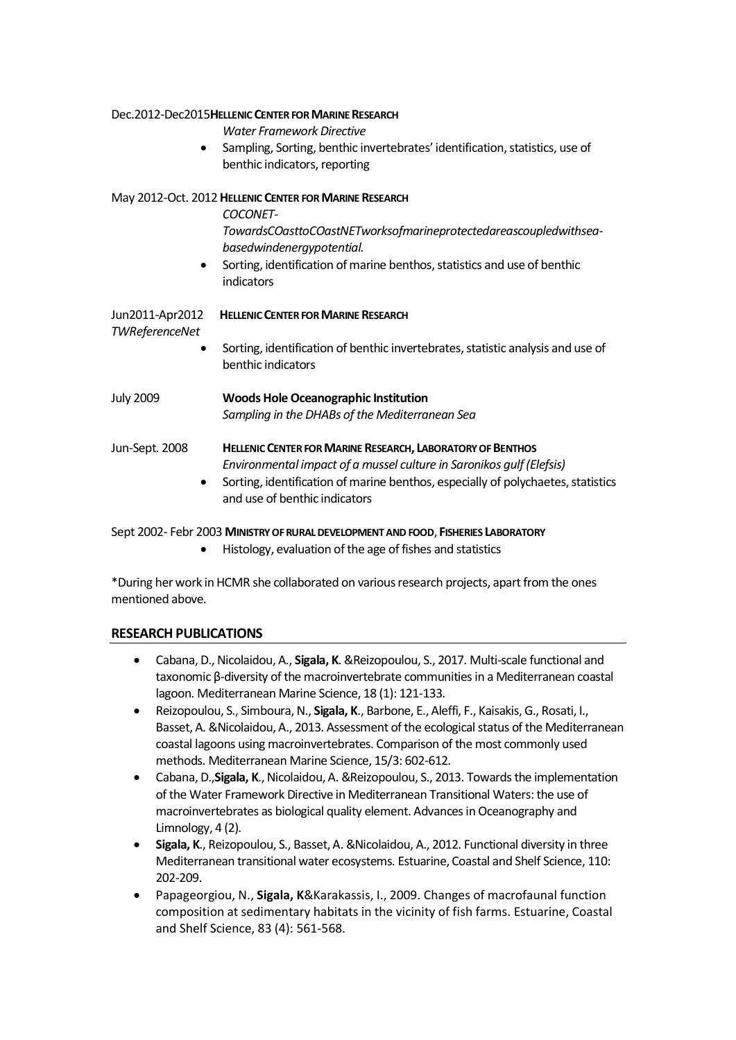Dec.2012-Dec2015**HELLENIC CENTER FOR MARINE RESEARCH**

*Water Framework Directive*

- Sampling, Sorting, benthic invertebrates' identification, statistics, use of benthic indicators, reporting

May 2012-Oct. 2012 **HELLENIC CENTER FOR MARINE RESEARCH**

*COCONET-TowardsCOasttoCOastNETworksofmarineprotectedareascoupledwithsea-basedwindenergypotential.*

- Sorting, identification of marine benthos, statistics and use of benthic indicators

Jun2011-Apr2012 **HELLENIC CENTER FOR MARINE RESEARCH**

*TWReferenceNet*

- Sorting, identification of benthic invertebrates, statistic analysis and use of benthic indicators

July 2009 **Woods Hole Oceanographic Institution**

*Sampling in the DHABs of the Mediterranean Sea*

Jun-Sept. 2008 **HELLENIC CENTER FOR MARINE RESEARCH, LABORATORY OF BENTHOS**

*Environmental impact of a mussel culture in Saronikos gulf (Elefsis)*

- Sorting, identification of marine benthos, especially of polychaetes, statistics and use of benthic indicators

Sept 2002- Febr 2003 **MINISTRY OF RURAL DEVELOPMENT AND FOOD, FISHERIES LABORATORY**

- Histology, evaluation of the age of fishes and statistics

*During her work in HCMR she collaborated on various research projects, apart from the ones mentioned above.

## RESEARCH PUBLICATIONS

- Cabana, D., Nicolaidou, A., **Sigala, K**. &Reizopoulou, S., 2017. Multi-scale functional and taxonomic β-diversity of the macroinvertebrate communities in a Mediterranean coastal lagoon. Mediterranean Marine Science, 18 (1): 121-133.
- Reizopoulou, S., Simboura, N., **Sigala, K**., Barbone, E., Aleffi, F., Kaisakis, G., Rosati, I., Basset, A. &Nicolaidou, A., 2013. Assessment of the ecological status of the Mediterranean coastal lagoons using macroinvertebrates. Comparison of the most commonly used methods. Mediterranean Marine Science, 15/3: 602-612.
- Cabana, D.,**Sigala, K**., Nicolaidou, A. &Reizopoulou, S., 2013. Towards the implementation of the Water Framework Directive in Mediterranean Transitional Waters: the use of macroinvertebrates as biological quality element. Advances in Oceanography and Limnology, 4 (2).
- **Sigala, K**., Reizopoulou, S., Basset, A. &Nicolaidou, A., 2012. Functional diversity in three Mediterranean transitional water ecosystems. Estuarine, Coastal and Shelf Science, 110: 202-209.
- Papageorgiou, N., **Sigala, K**&Karakassis, I., 2009. Changes of macrofaunal function composition at sedimentary habitats in the vicinity of fish farms. Estuarine, Coastal and Shelf Science, 83 (4): 561-568.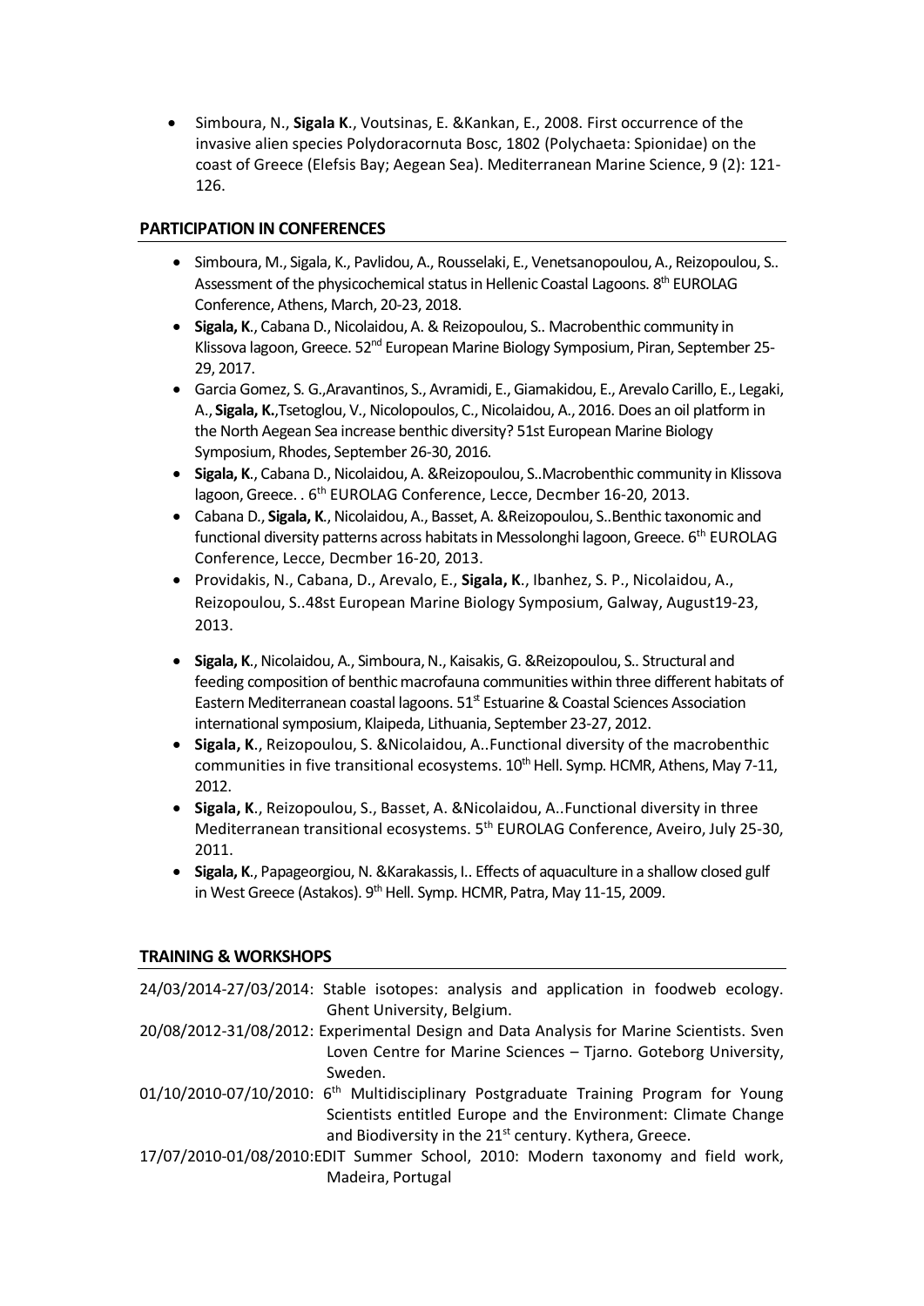- Simboura, N., **Sigala K**., Voutsinas, E. &Kankan, E., 2008. First occurrence of the invasive alien species Polydoracornuta Bosc, 1802 (Polychaeta: Spionidae) on the coast of Greece (Elefsis Bay; Aegean Sea). Mediterranean Marine Science, 9 (2): 121-126.

## PARTICIPATION IN CONFERENCES

- Simboura, M., Sigala, K., Pavlidou, A., Rousselaki, E., Venetsanopoulou, A., Reizopoulou, S.. Assessment of the physicochemical status in Hellenic Coastal Lagoons. 8th EUROLAG Conference, Athens, March, 20-23, 2018.
- **Sigala, K**., Cabana D., Nicolaidou, A. & Reizopoulou, S.. Macrobenthic community in Klissova lagoon, Greece. 52nd European Marine Biology Symposium, Piran, September 25-29, 2017.
- Garcia Gomez, S. G.,Aravantinos, S., Avramidi, E., Giamakidou, E., Arevalo Carillo, E., Legaki, A., **Sigala, K.**,Tsetoglou, V., Nicolopoulos, C., Nicolaidou, A., 2016. Does an oil platform in the North Aegean Sea increase benthic diversity? 51st European Marine Biology Symposium, Rhodes, September 26-30, 2016.
- **Sigala, K**., Cabana D., Nicolaidou, A. &Reizopoulou, S..Macrobenthic community in Klissova lagoon, Greece. . 6th EUROLAG Conference, Lecce, Decmber 16-20, 2013.
- Cabana D., **Sigala, K**., Nicolaidou, A., Basset, A. &Reizopoulou, S..Benthic taxonomic and functional diversity patterns across habitats in Messolonghi lagoon, Greece. 6th EUROLAG Conference, Lecce, Decmber 16-20, 2013.
- Providakis, N., Cabana, D., Arevalo, E., **Sigala, K**., Ibanhez, S. P., Nicolaidou, A., Reizopoulou, S..48st European Marine Biology Symposium, Galway, August19-23, 2013.
- **Sigala, K**., Nicolaidou, A., Simboura, N., Kaisakis, G. &Reizopoulou, S.. Structural and feeding composition of benthic macrofauna communities within three different habitats of Eastern Mediterranean coastal lagoons. 51st Estuarine & Coastal Sciences Association international symposium, Klaipeda, Lithuania, September 23-27, 2012.
- **Sigala, K**., Reizopoulou, S. &Nicolaidou, A..Functional diversity of the macrobenthic communities in five transitional ecosystems. 10th Hell. Symp. HCMR, Athens, May 7-11, 2012.
- **Sigala, K**., Reizopoulou, S., Basset, A. &Nicolaidou, A..Functional diversity in three Mediterranean transitional ecosystems. 5th EUROLAG Conference, Aveiro, July 25-30, 2011.
- **Sigala, K**., Papageorgiou, N. &Karakassis, I.. Effects of aquaculture in a shallow closed gulf in West Greece (Astakos). 9th Hell. Symp. HCMR, Patra, May 11-15, 2009.

## TRAINING & WORKSHOPS

24/03/2014-27/03/2014: Stable isotopes: analysis and application in foodweb ecology. Ghent University, Belgium.

20/08/2012-31/08/2012: Experimental Design and Data Analysis for Marine Scientists. Sven Loven Centre for Marine Sciences – Tjarno. Goteborg University, Sweden.

01/10/2010-07/10/2010: 6th Multidisciplinary Postgraduate Training Program for Young Scientists entitled Europe and the Environment: Climate Change and Biodiversity in the 21st century. Kythera, Greece.

17/07/2010-01/08/2010:EDIT Summer School, 2010: Modern taxonomy and field work, Madeira, Portugal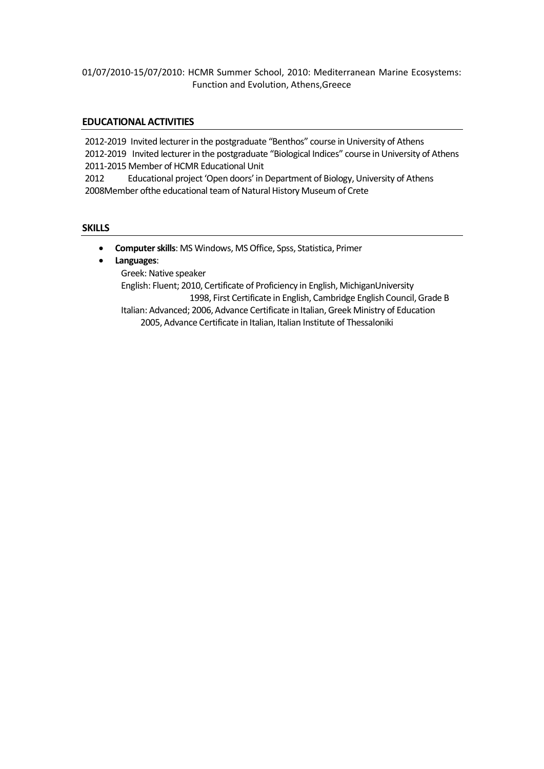01/07/2010-15/07/2010: HCMR Summer School, 2010: Mediterranean Marine Ecosystems: Function and Evolution, Athens,Greece

## EDUCATIONAL ACTIVITIES

2012-2019 Invited lecturer in the postgraduate "Benthos" course in University of Athens
2012-2019 Invited lecturer in the postgraduate "Biological Indices" course in University of Athens
2011-2015 Member of HCMR Educational Unit
2012 Educational project 'Open doors' in Department of Biology, University of Athens
2008Member ofthe educational team of Natural History Museum of Crete

## SKILLS

- **Computer skills**: MS Windows, MS Office, Spss, Statistica, Primer
- **Languages**:
  Greek: Native speaker
  English: Fluent; 2010, Certificate of Proficiency in English, MichiganUniversity
  1998, First Certificate in English, Cambridge English Council, Grade B
  Italian: Advanced; 2006, Advance Certificate in Italian, Greek Ministry of Education
  2005, Advance Certificate in Italian, Italian Institute of Thessaloniki